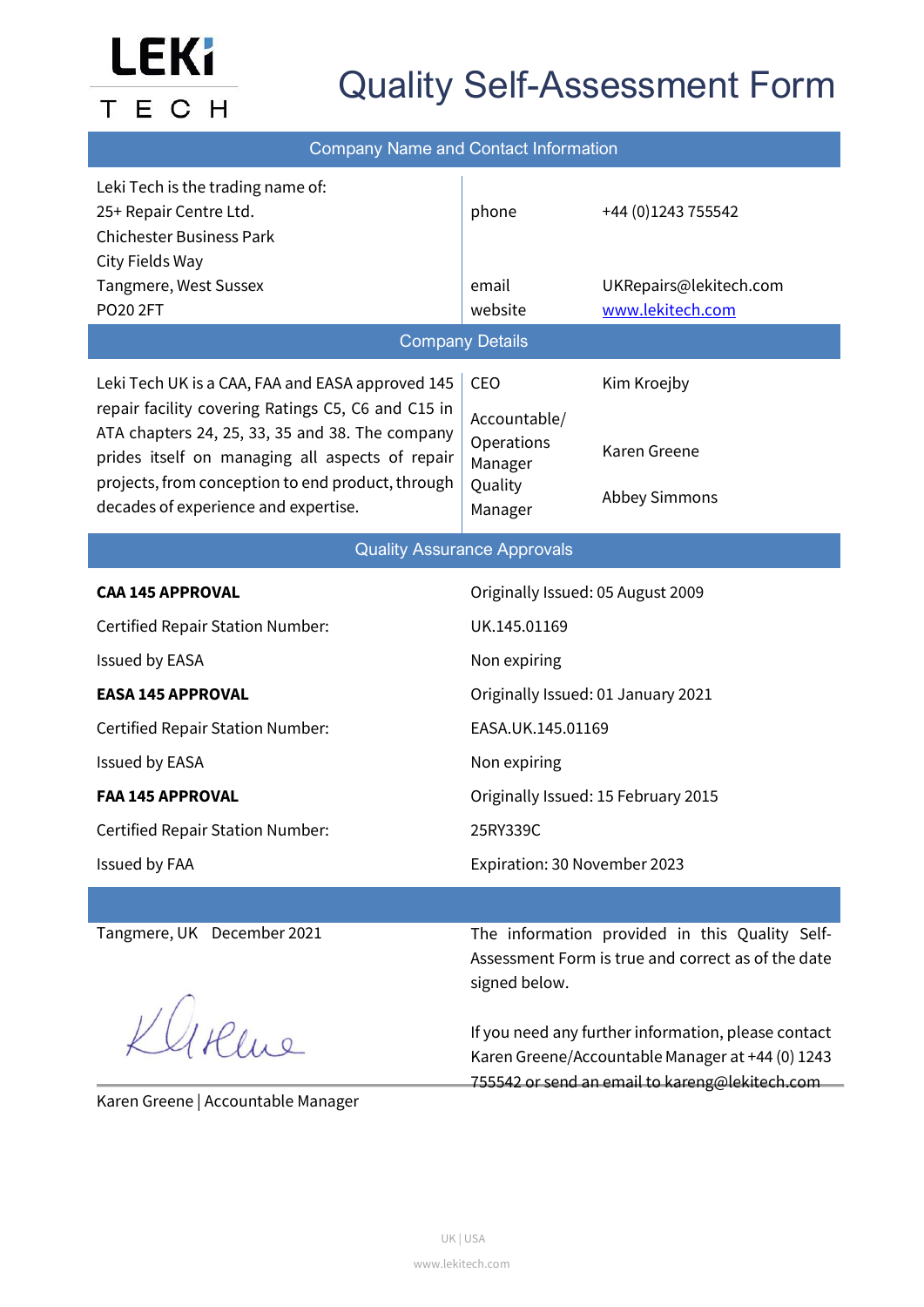# Quality Self-Assessment Form

## Company Name and Contact Information

| | | |
|---|---|---|
| Leki Tech is the trading name of:<br>25+ Repair Centre Ltd.<br>Chichester Business Park<br>City Fields Way<br>Tangmere, West Sussex<br>PO20 2FT | phone | +44 (0)1243 755542 |
| | email | UKRepairs@lekitech.com |
| | website | www.lekitech.com |

## Company Details

| | | |
|---|---|---|
| Leki Tech UK is a CAA, FAA and EASA approved 145 repair facility covering Ratings C5, C6 and C15 in ATA chapters 24, 25, 33, 35 and 38. The company prides itself on managing all aspects of repair projects, from conception to end product, through decades of experience and expertise. | CEO | Kim Kroejby |
| | Accountable/ Operations Manager | Karen Greene |
| | Quality Manager | Abbey Simmons |

## Quality Assurance Approvals

| | |
|---|---|
| **CAA 145 APPROVAL** | Originally Issued: 05 August 2009 |
| Certified Repair Station Number: | UK.145.01169 |
| Issued by EASA | Non expiring |
| **EASA 145 APPROVAL** | Originally Issued: 01 January 2021 |
| Certified Repair Station Number: | EASA.UK.145.01169 |
| Issued by EASA | Non expiring |
| **FAA 145 APPROVAL** | Originally Issued: 15 February 2015 |
| Certified Repair Station Number: | 25RY339C |
| Issued by FAA | Expiration: 30 November 2023 |

Tangmere, UK December 2021

The information provided in this Quality Self-Assessment Form is true and correct as of the date signed below.

If you need any further information, please contact Karen Greene/Accountable Manager at +44 (0) 1243 755542 or send an email to kareng@lekitech.com

Karen Greene | Accountable Manager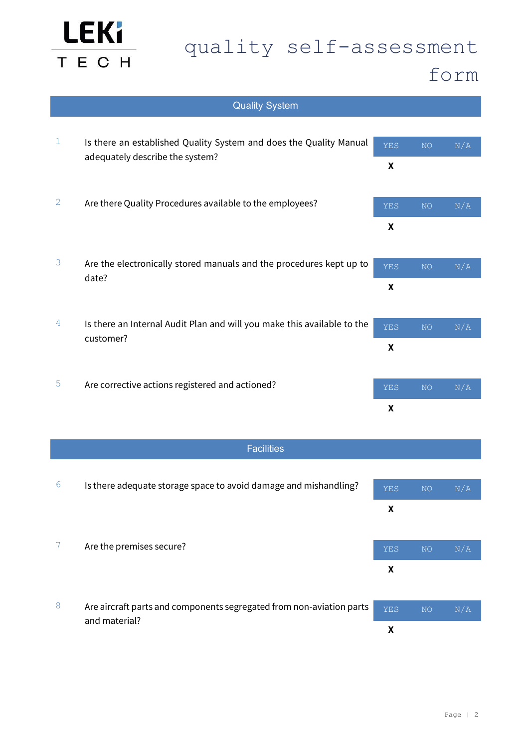LEKI TECH

# quality self-assessment form

## Quality System

| # | Question | YES | NO | N/A |
|---|---|---|---|---|
| 1 | Is there an established Quality System and does the Quality Manual adequately describe the system? | X | | |
| 2 | Are there Quality Procedures available to the employees? | X | | |
| 3 | Are the electronically stored manuals and the procedures kept up to date? | X | | |
| 4 | Is there an Internal Audit Plan and will you make this available to the customer? | X | | |
| 5 | Are corrective actions registered and actioned? | X | | |

## Facilities

| # | Question | YES | NO | N/A |
|---|---|---|---|---|
| 6 | Is there adequate storage space to avoid damage and mishandling? | X | | |
| 7 | Are the premises secure? | X | | |
| 8 | Are aircraft parts and components segregated from non-aviation parts and material? | X | | |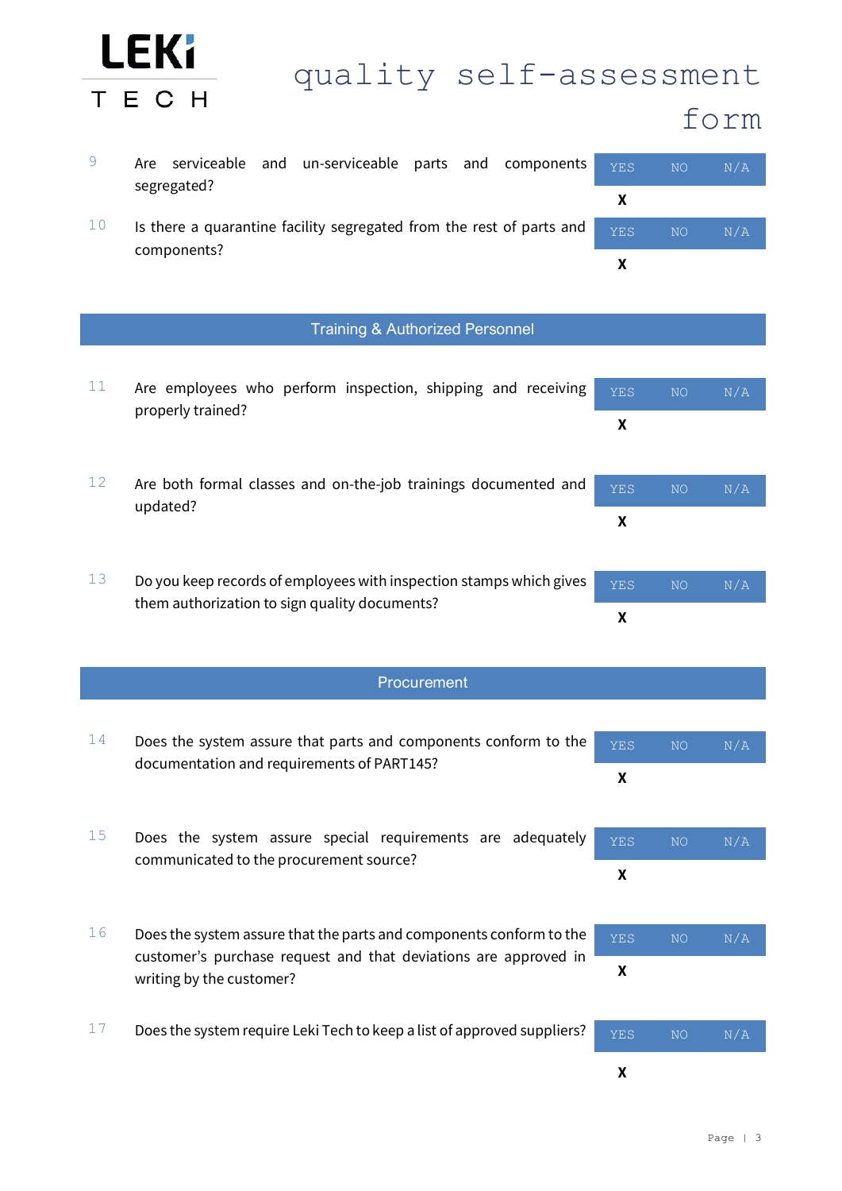| | | YES | NO | N/A |
|---|---|---|---|---|
| 9 | Are serviceable and un-serviceable parts and components segregated? | X | | |
| 10 | Is there a quarantine facility segregated from the rest of parts and components? | X | | |

## Training & Authorized Personnel

| | | YES | NO | N/A |
|---|---|---|---|---|
| 11 | Are employees who perform inspection, shipping and receiving properly trained? | X | | |
| 12 | Are both formal classes and on-the-job trainings documented and updated? | X | | |
| 13 | Do you keep records of employees with inspection stamps which gives them authorization to sign quality documents? | X | | |

## Procurement

| | | YES | NO | N/A |
|---|---|---|---|---|
| 14 | Does the system assure that parts and components conform to the documentation and requirements of PART145? | X | | |
| 15 | Does the system assure special requirements are adequately communicated to the procurement source? | X | | |
| 16 | Does the system assure that the parts and components conform to the customer's purchase request and that deviations are approved in writing by the customer? | X | | |
| 17 | Does the system require Leki Tech to keep a list of approved suppliers? | X | | |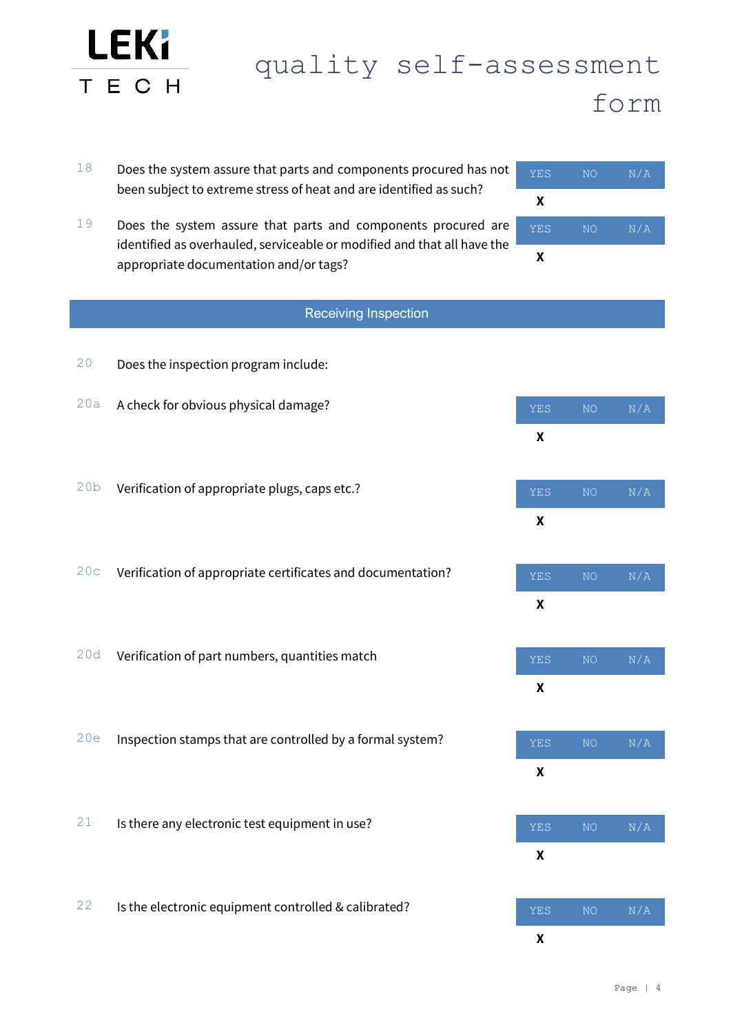# quality self-assessment form

| | | YES | NO | N/A |
|---|---|---|---|---|
| 18 | Does the system assure that parts and components procured has not been subject to extreme stress of heat and are identified as such? | X | | |
| 19 | Does the system assure that parts and components procured are identified as overhauled, serviceable or modified and that all have the appropriate documentation and/or tags? | X | | |

## Receiving Inspection

| | | YES | NO | N/A |
|---|---|---|---|---|
| 20 | Does the inspection program include: | | | |
| 20a | A check for obvious physical damage? | X | | |
| 20b | Verification of appropriate plugs, caps etc.? | X | | |
| 20c | Verification of appropriate certificates and documentation? | X | | |
| 20d | Verification of part numbers, quantities match | X | | |
| 20e | Inspection stamps that are controlled by a formal system? | X | | |
| 21 | Is there any electronic test equipment in use? | X | | |
| 22 | Is the electronic equipment controlled & calibrated? | X | | |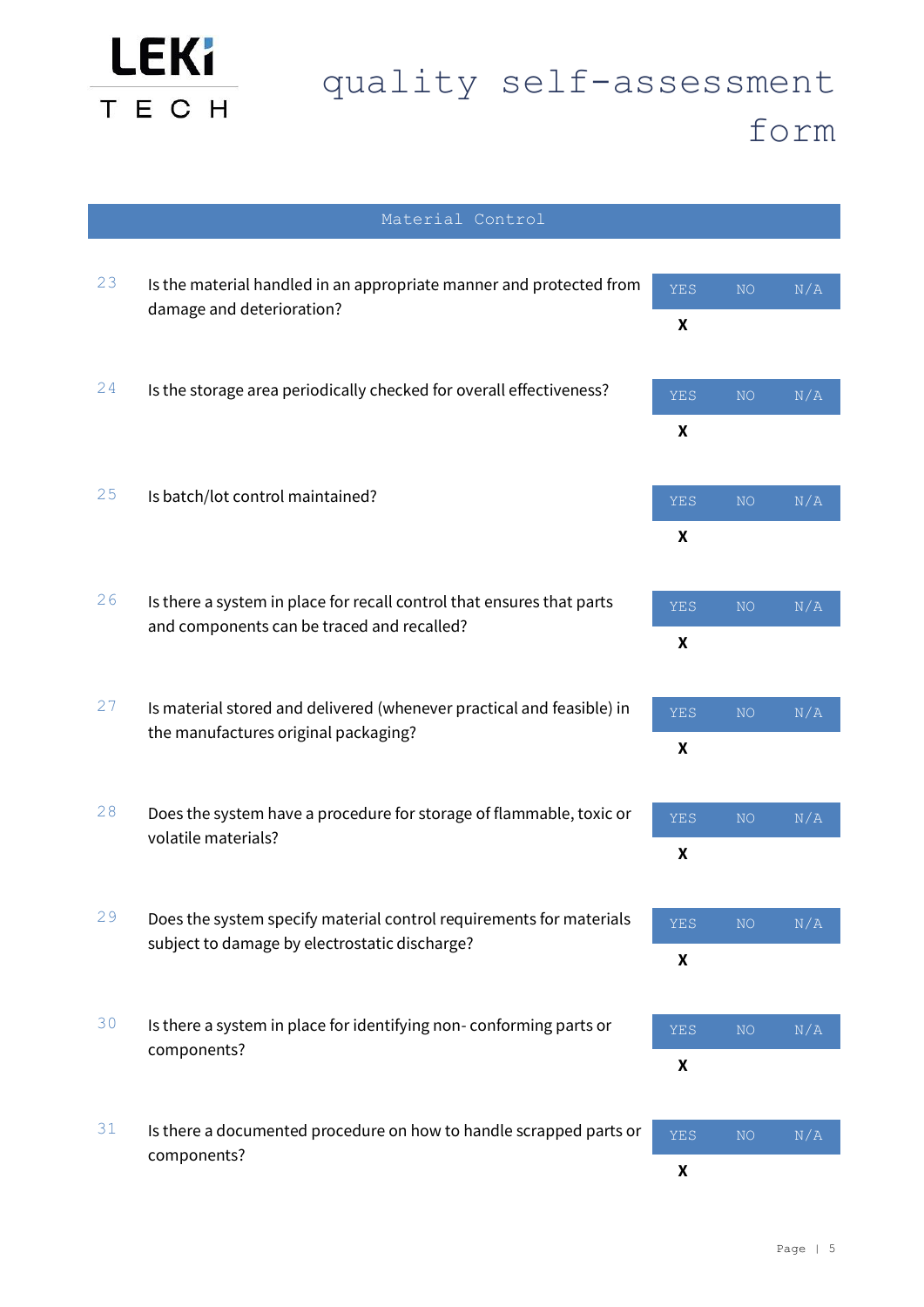# LEKI TECH

## quality self-assessment form

### Material Control

| | | YES | NO | N/A |
|---|---|---|---|---|
| 23 | Is the material handled in an appropriate manner and protected from damage and deterioration? | X | | |
| 24 | Is the storage area periodically checked for overall effectiveness? | X | | |
| 25 | Is batch/lot control maintained? | X | | |
| 26 | Is there a system in place for recall control that ensures that parts and components can be traced and recalled? | X | | |
| 27 | Is material stored and delivered (whenever practical and feasible) in the manufactures original packaging? | X | | |
| 28 | Does the system have a procedure for storage of flammable, toxic or volatile materials? | X | | |
| 29 | Does the system specify material control requirements for materials subject to damage by electrostatic discharge? | X | | |
| 30 | Is there a system in place for identifying non- conforming parts or components? | X | | |
| 31 | Is there a documented procedure on how to handle scrapped parts or components? | X | | |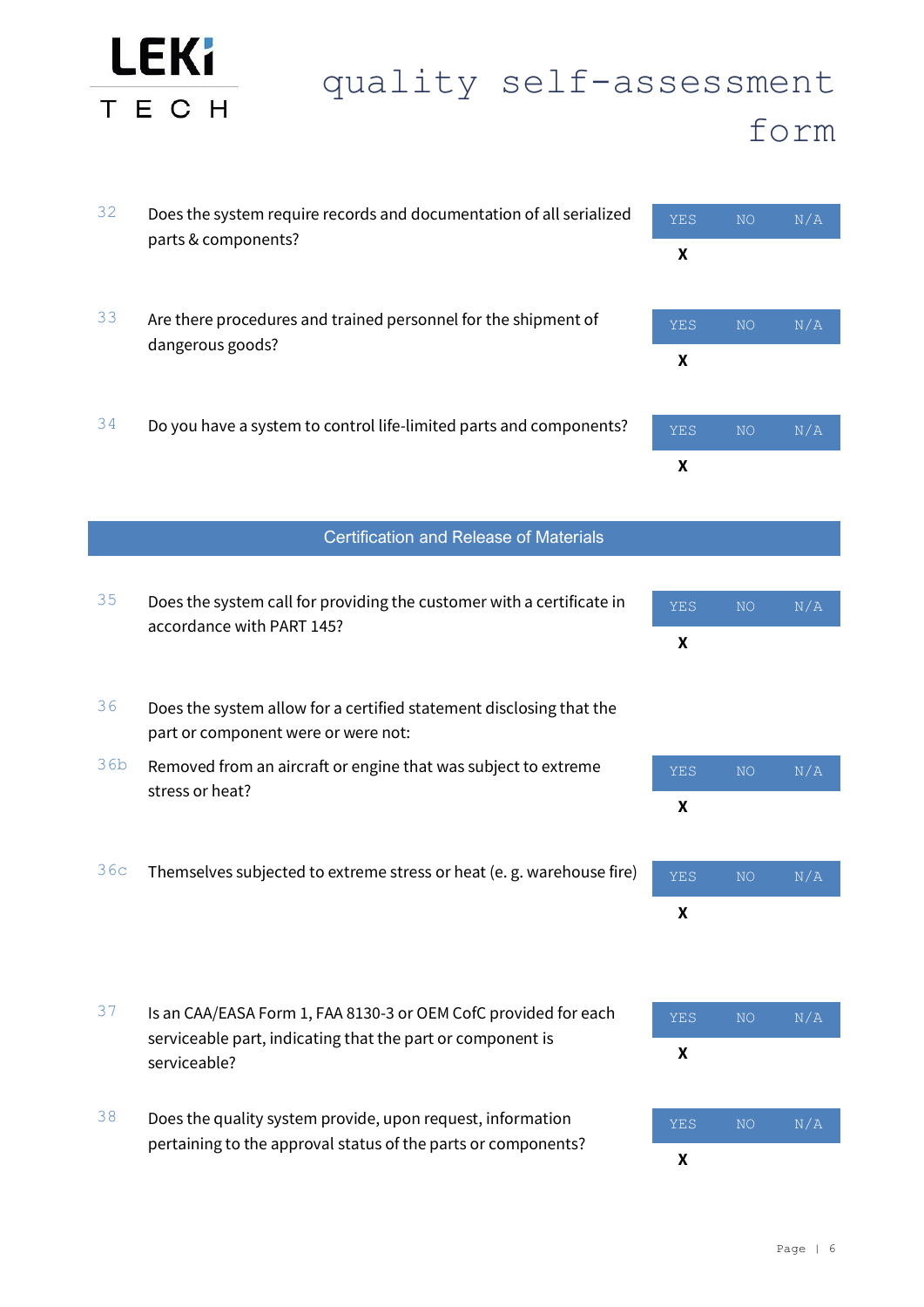| | | YES | NO | N/A |
|---|---|---|---|---|
| 32 | Does the system require records and documentation of all serialized parts & components? | X | | |
| 33 | Are there procedures and trained personnel for the shipment of dangerous goods? | X | | |
| 34 | Do you have a system to control life-limited parts and components? | X | | |

## Certification and Release of Materials

| | | YES | NO | N/A |
|---|---|---|---|---|
| 35 | Does the system call for providing the customer with a certificate in accordance with PART 145? | X | | |
| 36 | Does the system allow for a certified statement disclosing that the part or component were or were not: | | | |
| 36b | Removed from an aircraft or engine that was subject to extreme stress or heat? | X | | |
| 36c | Themselves subjected to extreme stress or heat (e. g. warehouse fire) | X | | |
| 37 | Is an CAA/EASA Form 1, FAA 8130-3 or OEM CofC provided for each serviceable part, indicating that the part or component is serviceable? | X | | |
| 38 | Does the quality system provide, upon request, information pertaining to the approval status of the parts or components? | X | | |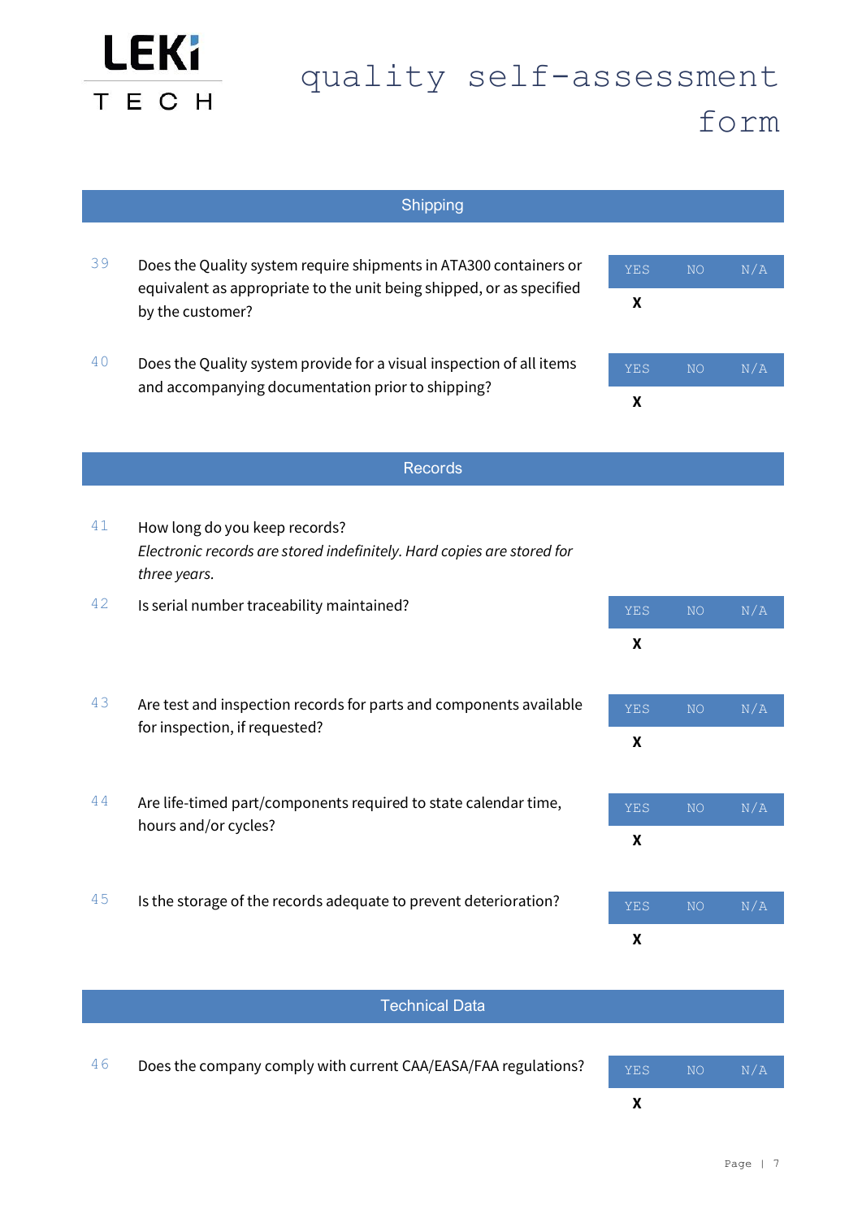LEKi TECH

# quality self-assessment form

## Shipping

| # | Question | YES | NO | N/A |
|---|---|---|---|---|
| 39 | Does the Quality system require shipments in ATA300 containers or equivalent as appropriate to the unit being shipped, or as specified by the customer? | X | | |
| 40 | Does the Quality system provide for a visual inspection of all items and accompanying documentation prior to shipping? | X | | |

## Records

41 How long do you keep records?
*Electronic records are stored indefinitely. Hard copies are stored for three years.*

| # | Question | YES | NO | N/A |
|---|---|---|---|---|
| 42 | Is serial number traceability maintained? | X | | |
| 43 | Are test and inspection records for parts and components available for inspection, if requested? | X | | |
| 44 | Are life-timed part/components required to state calendar time, hours and/or cycles? | X | | |
| 45 | Is the storage of the records adequate to prevent deterioration? | X | | |

## Technical Data

| # | Question | YES | NO | N/A |
|---|---|---|---|---|
| 46 | Does the company comply with current CAA/EASA/FAA regulations? | X | | |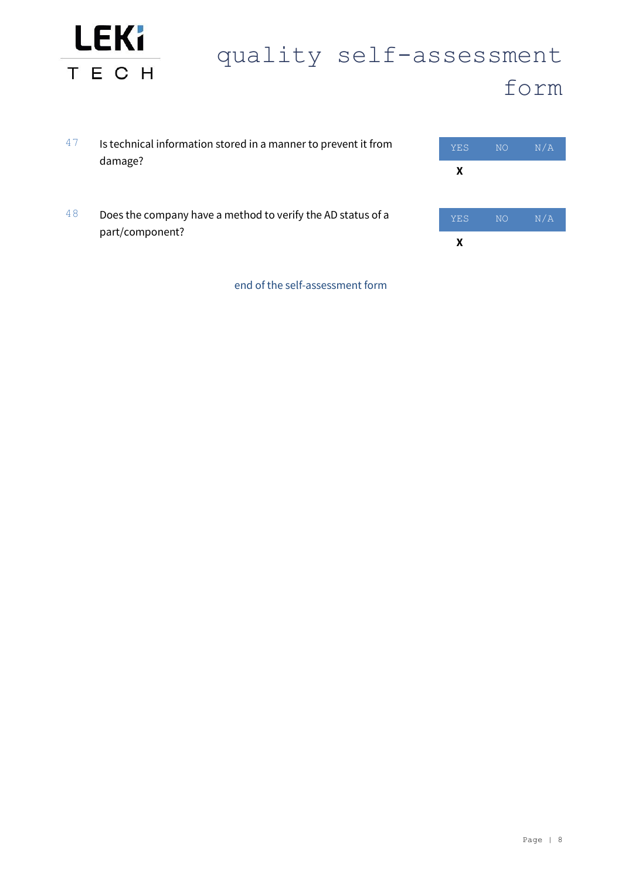# quality self-assessment form

47 Is technical information stored in a manner to prevent it from damage?

| YES | NO | N/A |
| --- | --- | --- |
| **X** | | |

48 Does the company have a method to verify the AD status of a part/component?

| YES | NO | N/A |
| --- | --- | --- |
| **X** | | |

end of the self-assessment form